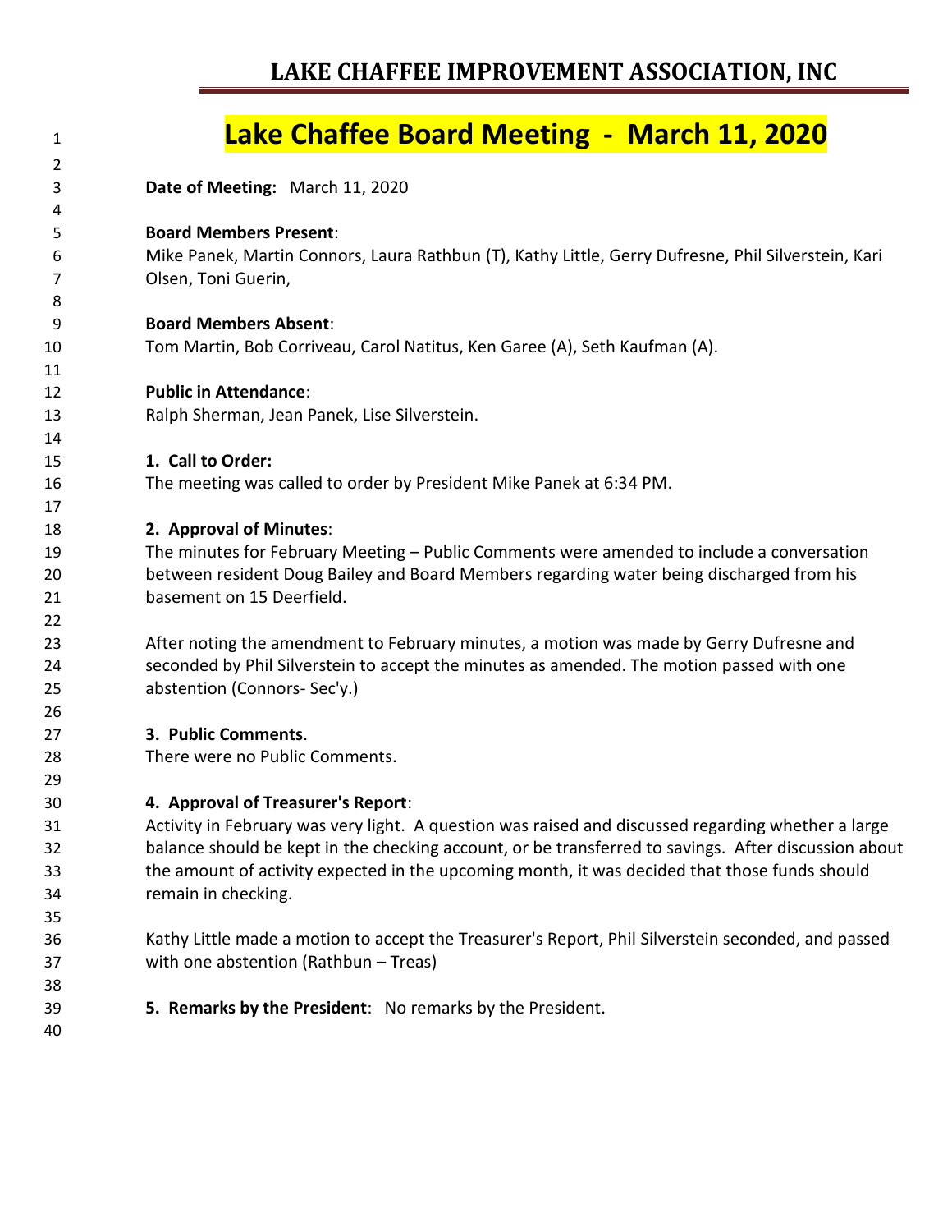# LAKE CHAFFEE IMPROVEMENT ASSOCIATION, INC

## Lake Chaffee Board Meeting - March 11, 2020

**Date of Meeting:** March 11, 2020

**Board Members Present**:
Mike Panek, Martin Connors, Laura Rathbun (T), Kathy Little, Gerry Dufresne, Phil Silverstein, Kari Olsen, Toni Guerin,

**Board Members Absent**:
Tom Martin, Bob Corriveau, Carol Natitus, Ken Garee (A), Seth Kaufman (A).

**Public in Attendance**:
Ralph Sherman, Jean Panek, Lise Silverstein.

**1. Call to Order:**
The meeting was called to order by President Mike Panek at 6:34 PM.

**2. Approval of Minutes**:
The minutes for February Meeting – Public Comments were amended to include a conversation between resident Doug Bailey and Board Members regarding water being discharged from his basement on 15 Deerfield.

After noting the amendment to February minutes, a motion was made by Gerry Dufresne and seconded by Phil Silverstein to accept the minutes as amended. The motion passed with one abstention (Connors- Sec'y.)

**3. Public Comments**.
There were no Public Comments.

**4. Approval of Treasurer's Report**:
Activity in February was very light. A question was raised and discussed regarding whether a large balance should be kept in the checking account, or be transferred to savings. After discussion about the amount of activity expected in the upcoming month, it was decided that those funds should remain in checking.

Kathy Little made a motion to accept the Treasurer's Report, Phil Silverstein seconded, and passed with one abstention (Rathbun – Treas)

**5. Remarks by the President**: No remarks by the President.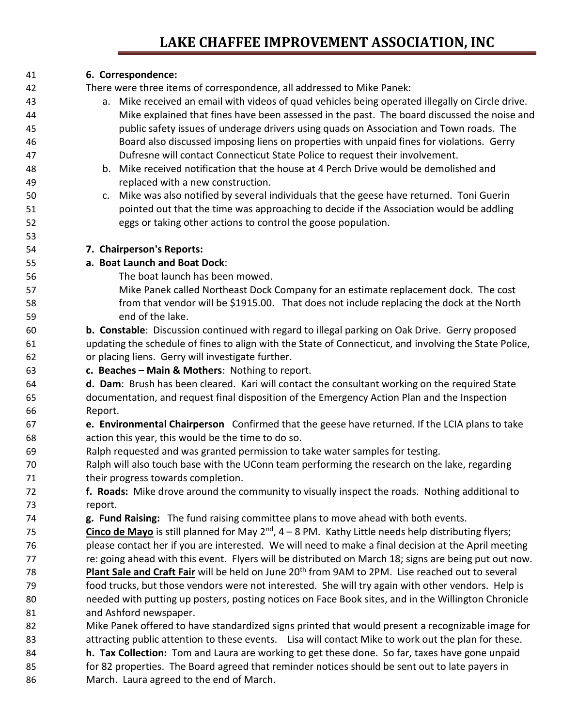**6. Correspondence:**

There were three items of correspondence, all addressed to Mike Panek:

a. Mike received an email with videos of quad vehicles being operated illegally on Circle drive. Mike explained that fines have been assessed in the past. The board discussed the noise and public safety issues of underage drivers using quads on Association and Town roads. The Board also discussed imposing liens on properties with unpaid fines for violations. Gerry Dufresne will contact Connecticut State Police to request their involvement.

b. Mike received notification that the house at 4 Perch Drive would be demolished and replaced with a new construction.

c. Mike was also notified by several individuals that the geese have returned. Toni Guerin pointed out that the time was approaching to decide if the Association would be addling eggs or taking other actions to control the goose population.

**7. Chairperson's Reports:**

**a. Boat Launch and Boat Dock**:

The boat launch has been mowed.

Mike Panek called Northeast Dock Company for an estimate replacement dock. The cost from that vendor will be $1915.00. That does not include replacing the dock at the North end of the lake.

**b. Constable**: Discussion continued with regard to illegal parking on Oak Drive. Gerry proposed updating the schedule of fines to align with the State of Connecticut, and involving the State Police, or placing liens. Gerry will investigate further.

**c. Beaches – Main & Mothers**: Nothing to report.

**d. Dam**: Brush has been cleared. Kari will contact the consultant working on the required State documentation, and request final disposition of the Emergency Action Plan and the Inspection Report.

**e. Environmental Chairperson** Confirmed that the geese have returned. If the LCIA plans to take action this year, this would be the time to do so.

Ralph requested and was granted permission to take water samples for testing.

Ralph will also touch base with the UConn team performing the research on the lake, regarding their progress towards completion.

**f. Roads:** Mike drove around the community to visually inspect the roads. Nothing additional to report.

**g. Fund Raising:** The fund raising committee plans to move ahead with both events.

**Cinco de Mayo** is still planned for May 2nd, 4 – 8 PM. Kathy Little needs help distributing flyers; please contact her if you are interested. We will need to make a final decision at the April meeting re: going ahead with this event. Flyers will be distributed on March 18; signs are being put out now.

**Plant Sale and Craft Fair** will be held on June 20th from 9AM to 2PM. Lise reached out to several food trucks, but those vendors were not interested. She will try again with other vendors. Help is needed with putting up posters, posting notices on Face Book sites, and in the Willington Chronicle and Ashford newspaper.

Mike Panek offered to have standardized signs printed that would present a recognizable image for attracting public attention to these events. Lisa will contact Mike to work out the plan for these.

**h. Tax Collection:** Tom and Laura are working to get these done. So far, taxes have gone unpaid for 82 properties. The Board agreed that reminder notices should be sent out to late payers in March. Laura agreed to the end of March.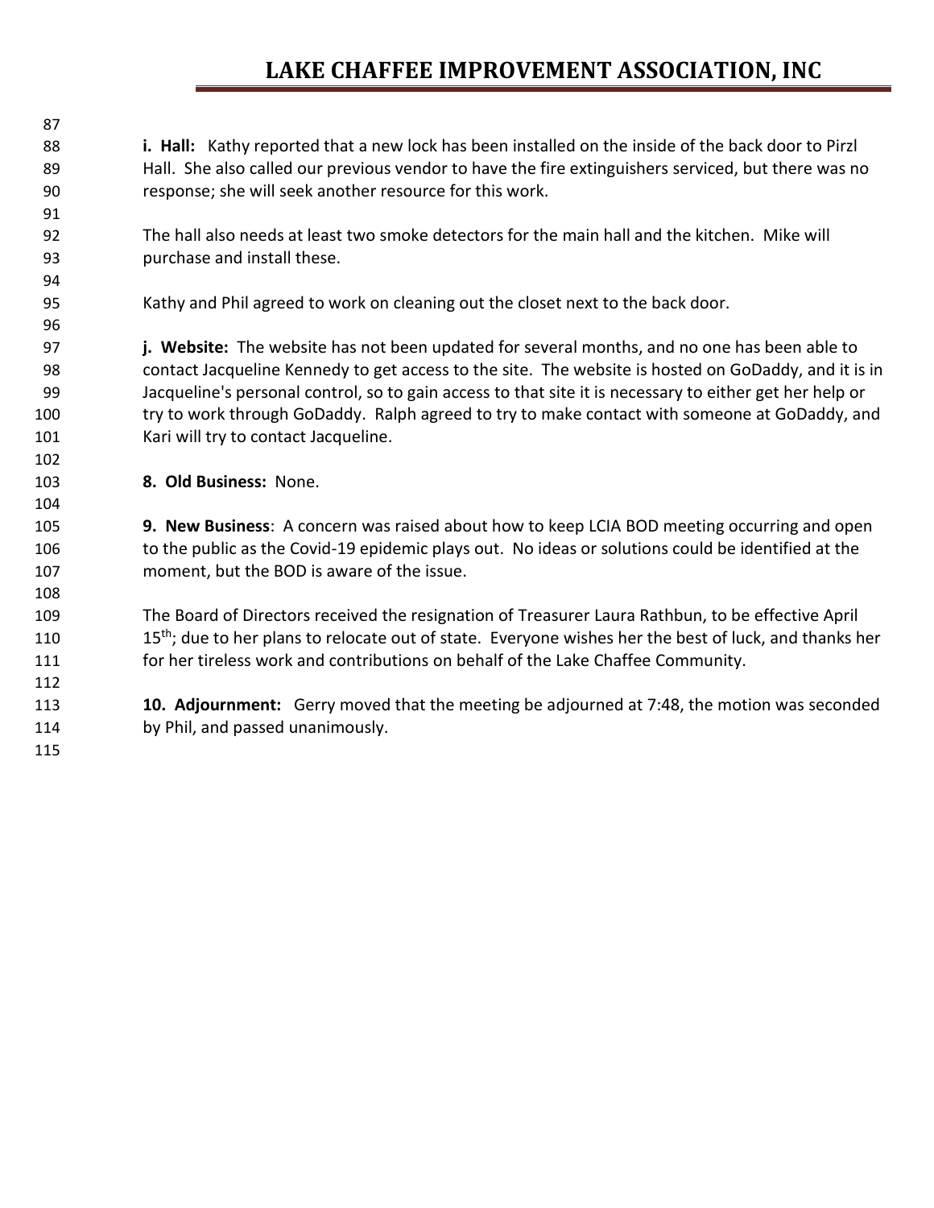**i. Hall:** Kathy reported that a new lock has been installed on the inside of the back door to Pirzl Hall. She also called our previous vendor to have the fire extinguishers serviced, but there was no response; she will seek another resource for this work.

The hall also needs at least two smoke detectors for the main hall and the kitchen. Mike will purchase and install these.

Kathy and Phil agreed to work on cleaning out the closet next to the back door.

**j. Website:** The website has not been updated for several months, and no one has been able to contact Jacqueline Kennedy to get access to the site. The website is hosted on GoDaddy, and it is in Jacqueline's personal control, so to gain access to that site it is necessary to either get her help or try to work through GoDaddy. Ralph agreed to try to make contact with someone at GoDaddy, and Kari will try to contact Jacqueline.

**8. Old Business:** None.

**9. New Business**: A concern was raised about how to keep LCIA BOD meeting occurring and open to the public as the Covid-19 epidemic plays out. No ideas or solutions could be identified at the moment, but the BOD is aware of the issue.

The Board of Directors received the resignation of Treasurer Laura Rathbun, to be effective April 15th; due to her plans to relocate out of state. Everyone wishes her the best of luck, and thanks her for her tireless work and contributions on behalf of the Lake Chaffee Community.

**10. Adjournment:** Gerry moved that the meeting be adjourned at 7:48, the motion was seconded by Phil, and passed unanimously.